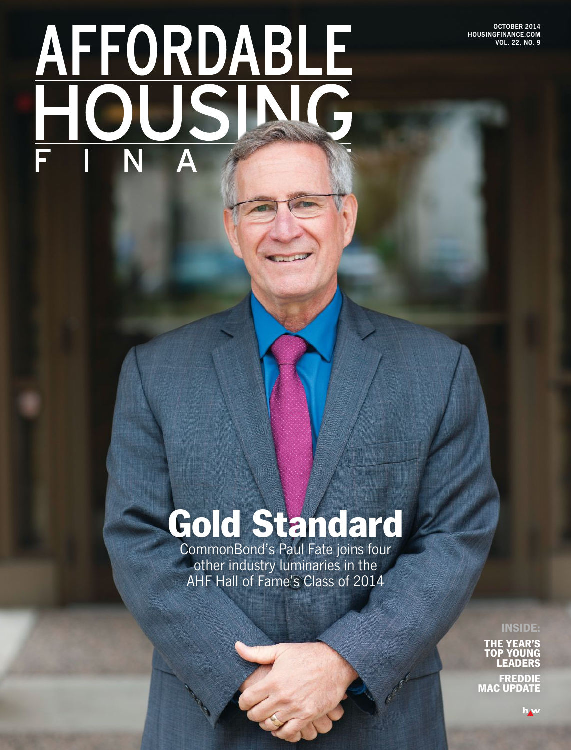# AFFORDABLE HOUSING FINANCE

OCTOBER 2014
HOUSINGFINANCE.COM
VOL. 22, NO. 9

## Gold Standard

CommonBond's Paul Fate joins four other industry luminaries in the AHF Hall of Fame's Class of 2014

**INSIDE:**

**THE YEAR'S TOP YOUNG LEADERS**

**FREDDIE MAC UPDATE**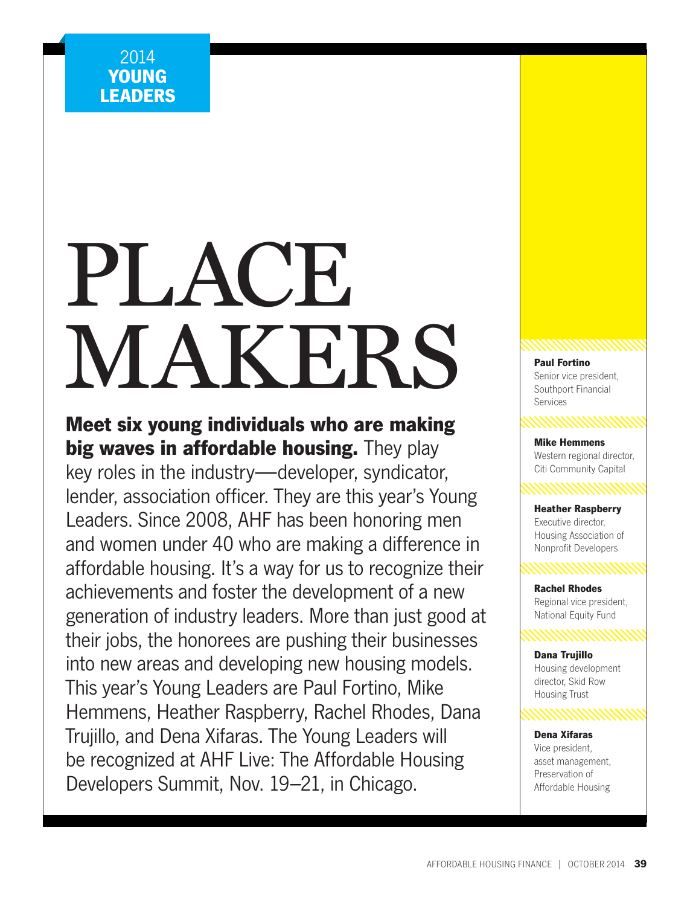2014 **YOUNG LEADERS**

# PLACE MAKERS

**Meet six young individuals who are making big waves in affordable housing.** They play key roles in the industry—developer, syndicator, lender, association officer. They are this year's Young Leaders. Since 2008, AHF has been honoring men and women under 40 who are making a difference in affordable housing. It's a way for us to recognize their achievements and foster the development of a new generation of industry leaders. More than just good at their jobs, the honorees are pushing their businesses into new areas and developing new housing models. This year's Young Leaders are Paul Fortino, Mike Hemmens, Heather Raspberry, Rachel Rhodes, Dana Trujillo, and Dena Xifaras. The Young Leaders will be recognized at AHF Live: The Affordable Housing Developers Summit, Nov. 19–21, in Chicago.

**Paul Fortino**
Senior vice president, Southport Financial Services

**Mike Hemmens**
Western regional director, Citi Community Capital

**Heather Raspberry**
Executive director, Housing Association of Nonprofit Developers

**Rachel Rhodes**
Regional vice president, National Equity Fund

**Dana Trujillo**
Housing development director, Skid Row Housing Trust

**Dena Xifaras**
Vice president, asset management, Preservation of Affordable Housing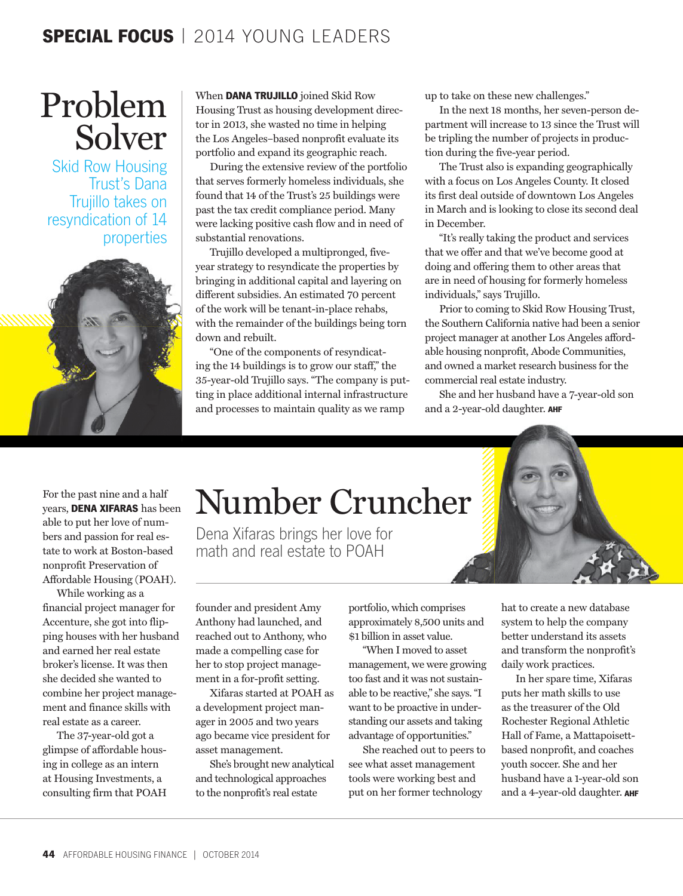## SPECIAL FOCUS | 2014 YOUNG LEADERS

# Problem Solver

Skid Row Housing Trust's Dana Trujillo takes on resyndication of 14 properties

When **DANA TRUJILLO** joined Skid Row Housing Trust as housing development director in 2013, she wasted no time in helping the Los Angeles–based nonprofit evaluate its portfolio and expand its geographic reach.

During the extensive review of the portfolio that serves formerly homeless individuals, she found that 14 of the Trust's 25 buildings were past the tax credit compliance period. Many were lacking positive cash flow and in need of substantial renovations.

Trujillo developed a multipronged, five-year strategy to resyndicate the properties by bringing in additional capital and layering on different subsidies. An estimated 70 percent of the work will be tenant-in-place rehabs, with the remainder of the buildings being torn down and rebuilt.

"One of the components of resyndicating the 14 buildings is to grow our staff," the 35-year-old Trujillo says. "The company is putting in place additional internal infrastructure and processes to maintain quality as we ramp up to take on these new challenges."

In the next 18 months, her seven-person department will increase to 13 since the Trust will be tripling the number of projects in production during the five-year period.

The Trust also is expanding geographically with a focus on Los Angeles County. It closed its first deal outside of downtown Los Angeles in March and is looking to close its second deal in December.

"It's really taking the product and services that we offer and that we've become good at doing and offering them to other areas that are in need of housing for formerly homeless individuals," says Trujillo.

Prior to coming to Skid Row Housing Trust, the Southern California native had been a senior project manager at another Los Angeles affordable housing nonprofit, Abode Communities, and owned a market research business for the commercial real estate industry.

She and her husband have a 7-year-old son and a 2-year-old daughter. **AHF**

# Number Cruncher

Dena Xifaras brings her love for math and real estate to POAH

For the past nine and a half years, **DENA XIFARAS** has been able to put her love of numbers and passion for real estate to work at Boston-based nonprofit Preservation of Affordable Housing (POAH).

While working as a financial project manager for Accenture, she got into flipping houses with her husband and earned her real estate broker's license. It was then she decided she wanted to combine her project management and finance skills with real estate as a career.

The 37-year-old got a glimpse of affordable housing in college as an intern at Housing Investments, a consulting firm that POAH founder and president Amy Anthony had launched, and reached out to Anthony, who made a compelling case for her to stop project management in a for-profit setting.

Xifaras started at POAH as a development project manager in 2005 and two years ago became vice president for asset management.

She's brought new analytical and technological approaches to the nonprofit's real estate portfolio, which comprises approximately 8,500 units and $1 billion in asset value.

"When I moved to asset management, we were growing too fast and it was not sustainable to be reactive," she says. "I want to be proactive in understanding our assets and taking advantage of opportunities."

She reached out to peers to see what asset management tools were working best and put on her former technology hat to create a new database system to help the company better understand its assets and transform the nonprofit's daily work practices.

In her spare time, Xifaras puts her math skills to use as the treasurer of the Old Rochester Regional Athletic Hall of Fame, a Mattapoisett-based nonprofit, and coaches youth soccer. She and her husband have a 1-year-old son and a 4-year-old daughter. **AHF**